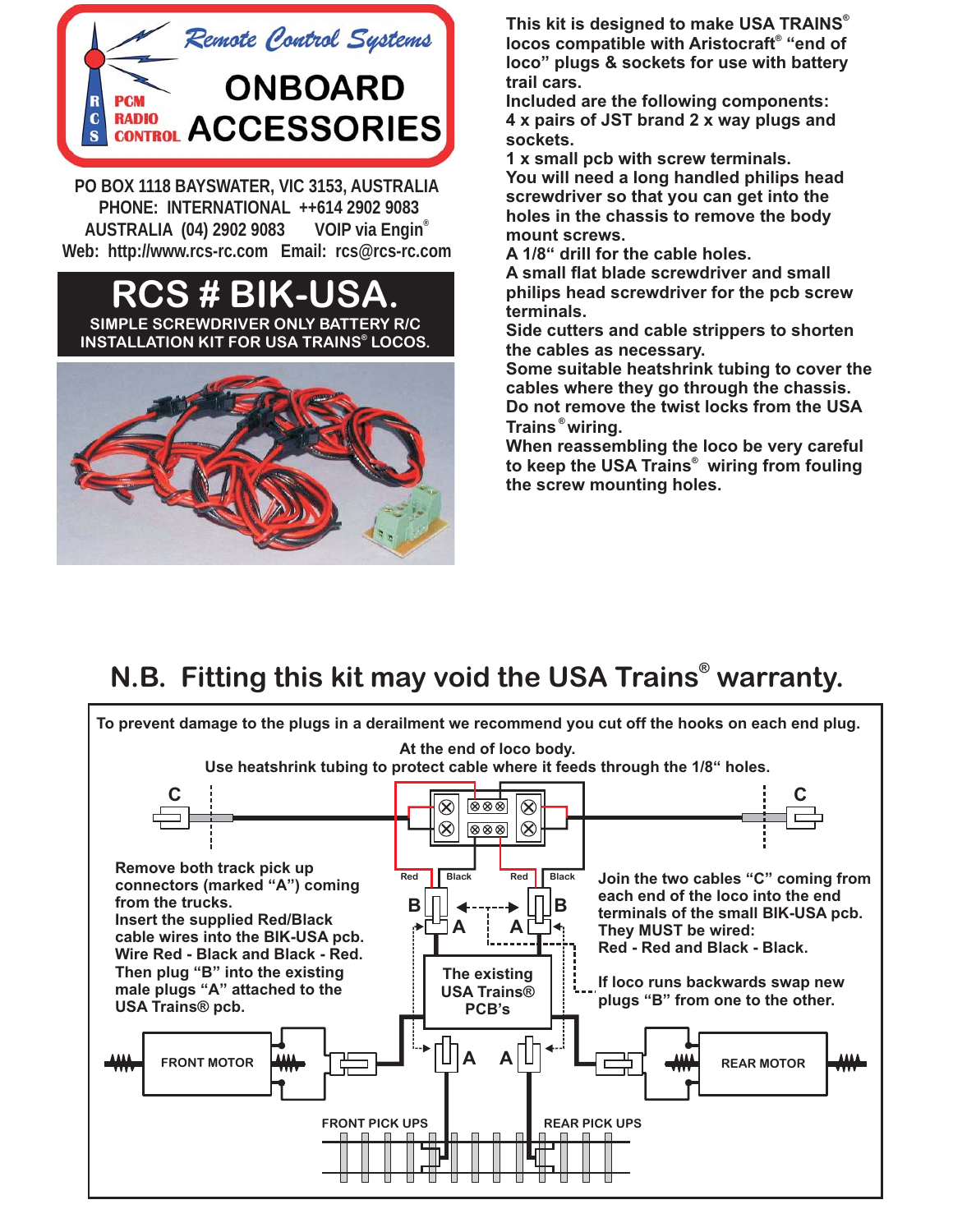# Remote Control Systems

## ONBOARD ACCESSORIES

RCS PCM RADIO CONTROL

PO BOX 1118 BAYSWATER, VIC 3153, AUSTRALIA
PHONE: INTERNATIONAL ++614 2902 9083
AUSTRALIA (04) 2902 9083 VOIP via Engin®
Web: http://www.rcs-rc.com Email: rcs@rcs-rc.com

# RCS # BIK-USA.

**SIMPLE SCREWDRIVER ONLY BATTERY R/C INSTALLATION KIT FOR USA TRAINS® LOCOS.**

**This kit is designed to make USA TRAINS® locos compatible with Aristocraft® "end of loco" plugs & sockets for use with battery trail cars.**

**Included are the following components:**

**4 x pairs of JST brand 2 x way plugs and sockets.**

**1 x small pcb with screw terminals.**

**You will need a long handled philips head screwdriver so that you can get into the holes in the chassis to remove the body mount screws.**

**A 1/8" drill for the cable holes.**

**A small flat blade screwdriver and small philips head screwdriver for the pcb screw terminals.**

**Side cutters and cable strippers to shorten the cables as necessary.**

**Some suitable heatshrink tubing to cover the cables where they go through the chassis.**

**Do not remove the twist locks from the USA Trains® wiring.**

**When reassembling the loco be very careful to keep the USA Trains® wiring from fouling the screw mounting holes.**

## N.B. Fitting this kit may void the USA Trains® warranty.

**To prevent damage to the plugs in a derailment we recommend you cut off the hooks on each end plug.**

**At the end of loco body.**
**Use heatshrink tubing to protect cable where it feeds through the 1/8" holes.**

**Remove both track pick up connectors (marked "A") coming from the trucks.**
**Insert the supplied Red/Black cable wires into the BIK-USA pcb.**
**Wire Red - Black and Black - Red.**
**Then plug "B" into the existing male plugs "A" attached to the USA Trains® pcb.**

**Join the two cables "C" coming from each end of the loco into the end terminals of the small BIK-USA pcb.**
**They MUST be wired:**
**Red - Red and Black - Black.**

**If loco runs backwards swap new plugs "B" from one to the other.**

C C Red Black Red Black B B A A The existing USA Trains® PCB's A A FRONT MOTOR REAR MOTOR FRONT PICK UPS REAR PICK UPS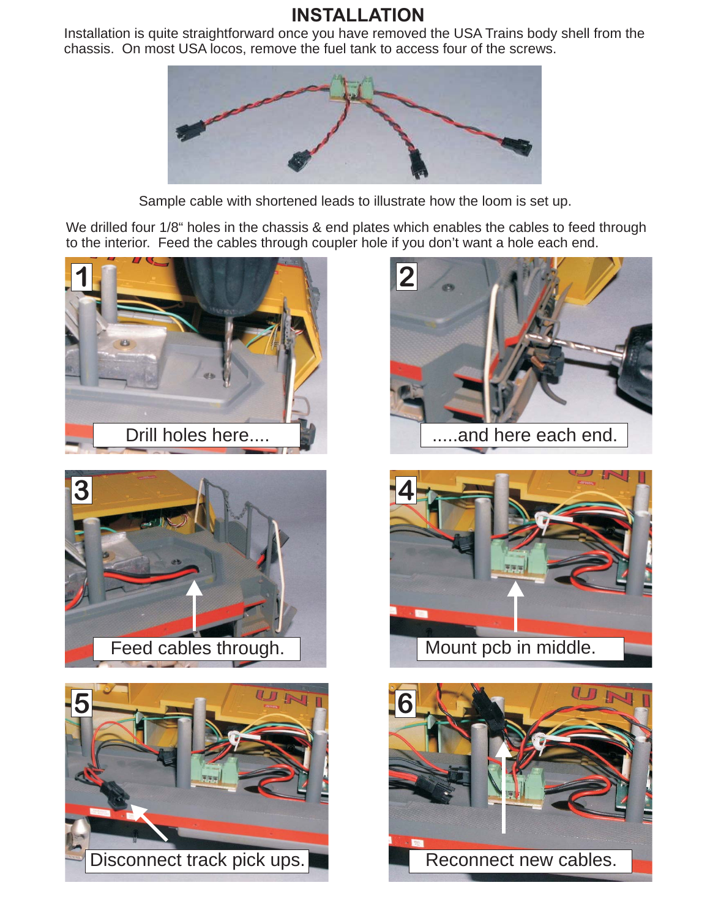# INSTALLATION

Installation is quite straightforward once you have removed the USA Trains body shell from the chassis. On most USA locos, remove the fuel tank to access four of the screws.

Sample cable with shortened leads to illustrate how the loom is set up.

We drilled four 1/8" holes in the chassis & end plates which enables the cables to feed through to the interior. Feed the cables through coupler hole if you don't want a hole each end.

1 Drill holes here....

2 .....and here each end.

3 Feed cables through.

4 Mount pcb in middle.

5 Disconnect track pick ups.

6 Reconnect new cables.